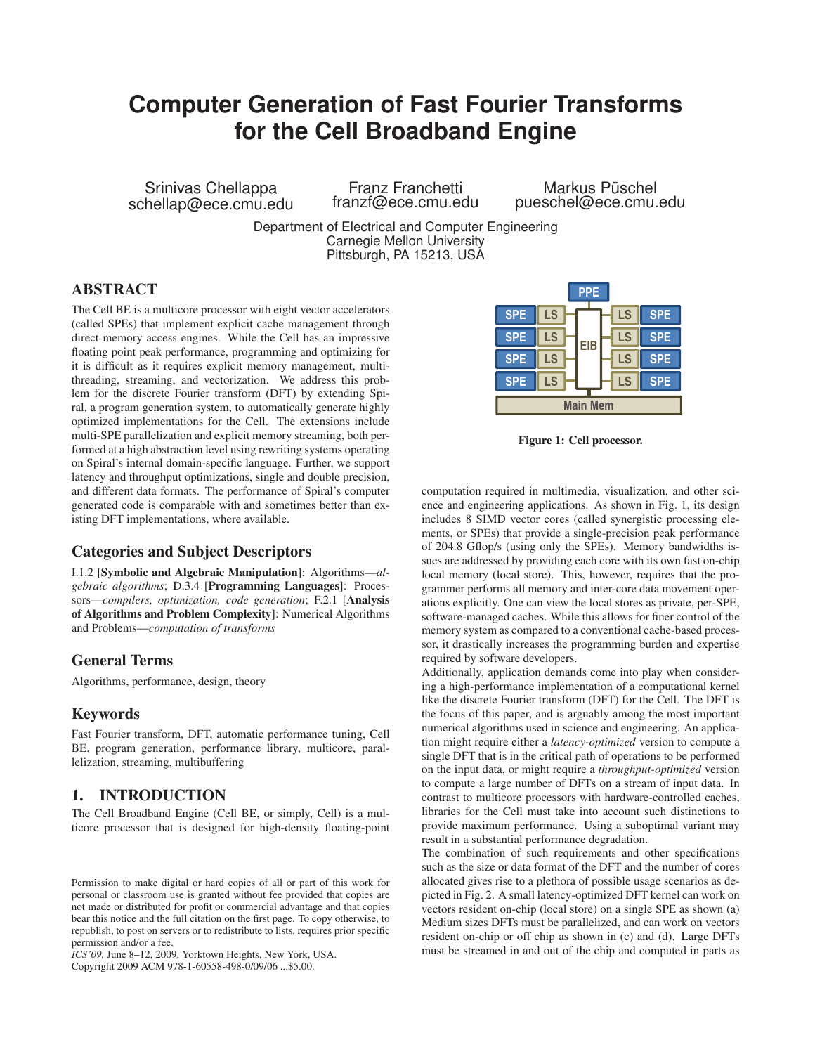# Computer Generation of Fast Fourier Transforms for the Cell Broadband Engine

Srinivas Chellappa
schellap@ece.cmu.edu

Franz Franchetti
franzf@ece.cmu.edu

Markus Püschel
pueschel@ece.cmu.edu

Department of Electrical and Computer Engineering
Carnegie Mellon University
Pittsburgh, PA 15213, USA

## ABSTRACT

The Cell BE is a multicore processor with eight vector accelerators (called SPEs) that implement explicit cache management through direct memory access engines. While the Cell has an impressive floating point peak performance, programming and optimizing for it is difficult as it requires explicit memory management, multithreading, streaming, and vectorization. We address this problem for the discrete Fourier transform (DFT) by extending Spiral, a program generation system, to automatically generate highly optimized implementations for the Cell. The extensions include multi-SPE parallelization and explicit memory streaming, both performed at a high abstraction level using rewriting systems operating on Spiral's internal domain-specific language. Further, we support latency and throughput optimizations, single and double precision, and different data formats. The performance of Spiral's computer generated code is comparable with and sometimes better than existing DFT implementations, where available.

## Categories and Subject Descriptors

I.1.2 [**Symbolic and Algebraic Manipulation**]: Algorithms—*algebraic algorithms*; D.3.4 [**Programming Languages**]: Processors—*compilers, optimization, code generation*; F.2.1 [**Analysis of Algorithms and Problem Complexity**]: Numerical Algorithms and Problems—*computation of transforms*

## General Terms

Algorithms, performance, design, theory

## Keywords

Fast Fourier transform, DFT, automatic performance tuning, Cell BE, program generation, performance library, multicore, parallelization, streaming, multibuffering

## 1. INTRODUCTION

The Cell Broadband Engine (Cell BE, or simply, Cell) is a multicore processor that is designed for high-density floating-point computation required in multimedia, visualization, and other science and engineering applications. As shown in Fig. 1, its design includes 8 SIMD vector cores (called synergistic processing elements, or SPEs) that provide a single-precision peak performance of 204.8 Gflop/s (using only the SPEs). Memory bandwidths issues are addressed by providing each core with its own fast on-chip local memory (local store). This, however, requires that the programmer performs all memory and inter-core data movement operations explicitly. One can view the local stores as private, per-SPE, software-managed caches. While this allows for finer control of the memory system as compared to a conventional cache-based processor, it drastically increases the programming burden and expertise required by software developers.

PPE
SPE LS EIB LS SPE
SPE LS LS SPE
SPE LS LS SPE
SPE LS LS SPE
Main Mem

**Figure 1: Cell processor.**

Additionally, application demands come into play when considering a high-performance implementation of a computational kernel like the discrete Fourier transform (DFT) for the Cell. The DFT is the focus of this paper, and is arguably among the most important numerical algorithms used in science and engineering. An application might require either a *latency-optimized* version to compute a single DFT that is in the critical path of operations to be performed on the input data, or might require a *throughput-optimized* version to compute a large number of DFTs on a stream of input data. In contrast to multicore processors with hardware-controlled caches, libraries for the Cell must take into account such distinctions to provide maximum performance. Using a suboptimal variant may result in a substantial performance degradation.

The combination of such requirements and other specifications such as the size or data format of the DFT and the number of cores allocated gives rise to a plethora of possible usage scenarios as depicted in Fig. 2. A small latency-optimized DFT kernel can work on vectors resident on-chip (local store) on a single SPE as shown in (a) Medium sizes DFTs must be parallelized, and can work on vectors resident on-chip or off chip as shown in (c) and (d). Large DFTs must be streamed in and out of the chip and computed in parts as

Permission to make digital or hard copies of all or part of this work for personal or classroom use is granted without fee provided that copies are not made or distributed for profit or commercial advantage and that copies bear this notice and the full citation on the first page. To copy otherwise, to republish, to post on servers or to redistribute to lists, requires prior specific permission and/or a fee.
*ICS'09,* June 8–12, 2009, Yorktown Heights, New York, USA.
Copyright 2009 ACM 978-1-60558-498-0/09/06 ...$5.00.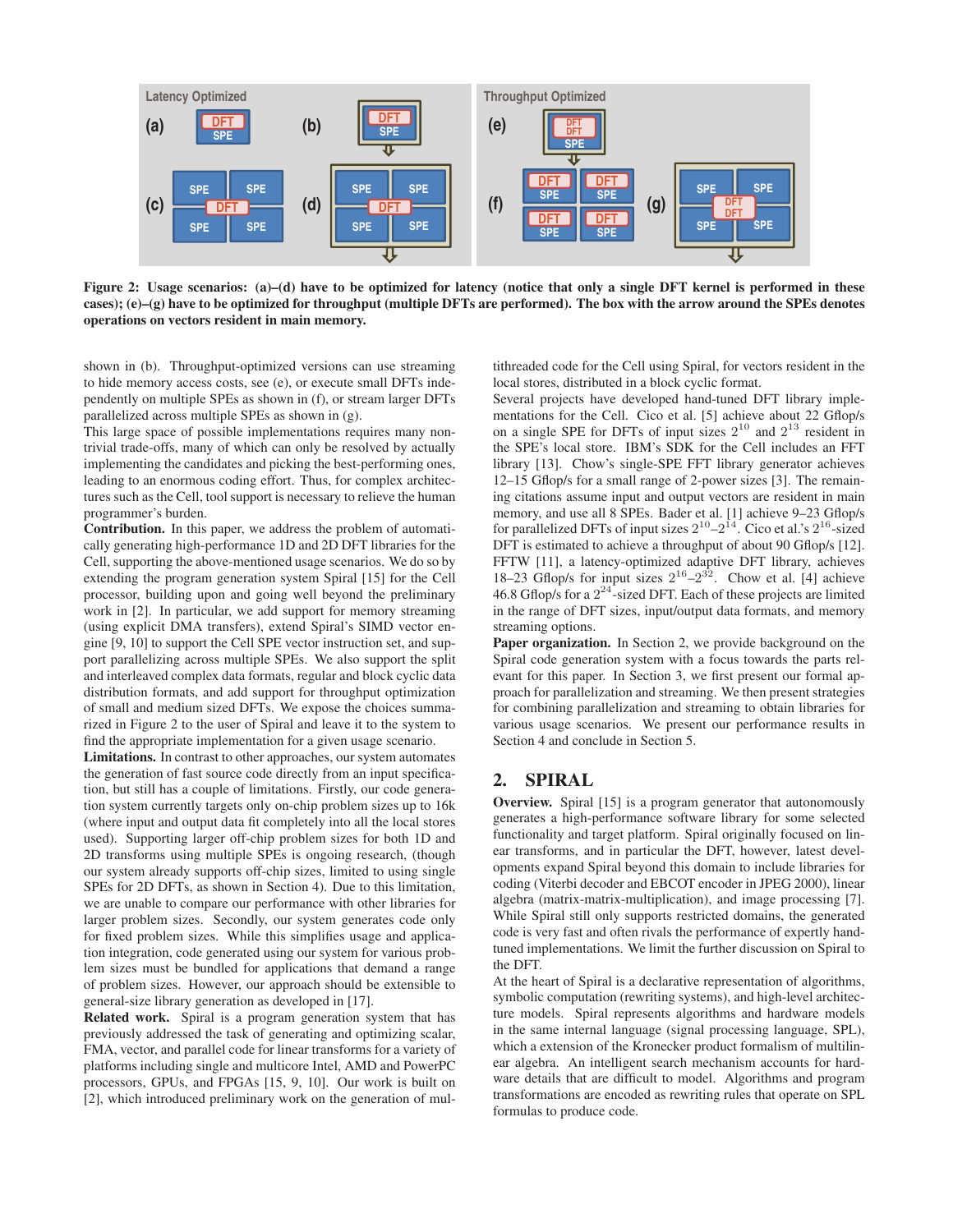Figure 2: Usage scenarios: (a)–(d) have to be optimized for latency (notice that only a single DFT kernel is performed in these cases); (e)–(g) have to be optimized for throughput (multiple DFTs are performed). The box with the arrow around the SPEs denotes operations on vectors resident in main memory.

shown in (b). Throughput-optimized versions can use streaming to hide memory access costs, see (e), or execute small DFTs independently on multiple SPEs as shown in (f), or stream larger DFTs parallelized across multiple SPEs as shown in (g).

This large space of possible implementations requires many nontrivial trade-offs, many of which can only be resolved by actually implementing the candidates and picking the best-performing ones, leading to an enormous coding effort. Thus, for complex architectures such as the Cell, tool support is necessary to relieve the human programmer's burden.

**Contribution.** In this paper, we address the problem of automatically generating high-performance 1D and 2D DFT libraries for the Cell, supporting the above-mentioned usage scenarios. We do so by extending the program generation system Spiral [15] for the Cell processor, building upon and going well beyond the preliminary work in [2]. In particular, we add support for memory streaming (using explicit DMA transfers), extend Spiral's SIMD vector engine [9, 10] to support the Cell SPE vector instruction set, and support parallelizing across multiple SPEs. We also support the split and interleaved complex data formats, regular and block cyclic data distribution formats, and add support for throughput optimization of small and medium sized DFTs. We expose the choices summarized in Figure 2 to the user of Spiral and leave it to the system to find the appropriate implementation for a given usage scenario.

**Limitations.** In contrast to other approaches, our system automates the generation of fast source code directly from an input specification, but still has a couple of limitations. Firstly, our code generation system currently targets only on-chip problem sizes up to 16k (where input and output data fit completely into all the local stores used). Supporting larger off-chip problem sizes for both 1D and 2D transforms using multiple SPEs is ongoing research, (though our system already supports off-chip sizes, limited to using single SPEs for 2D DFTs, as shown in Section 4). Due to this limitation, we are unable to compare our performance with other libraries for larger problem sizes. Secondly, our system generates code only for fixed problem sizes. While this simplifies usage and application integration, code generated using our system for various problem sizes must be bundled for applications that demand a range of problem sizes. However, our approach should be extensible to general-size library generation as developed in [17].

**Related work.** Spiral is a program generation system that has previously addressed the task of generating and optimizing scalar, FMA, vector, and parallel code for linear transforms for a variety of platforms including single and multicore Intel, AMD and PowerPC processors, GPUs, and FPGAs [15, 9, 10]. Our work is built on [2], which introduced preliminary work on the generation of multithreaded code for the Cell using Spiral, for vectors resident in the local stores, distributed in a block cyclic format.

Several projects have developed hand-tuned DFT library implementations for the Cell. Cico et al. [5] achieve about 22 Gflop/s on a single SPE for DFTs of input sizes $2^{10}$ and $2^{13}$ resident in the SPE's local store. IBM's SDK for the Cell includes an FFT library [13]. Chow's single-SPE FFT library generator achieves 12–15 Gflop/s for a small range of 2-power sizes [3]. The remaining citations assume input and output vectors are resident in main memory, and use all 8 SPEs. Bader et al. [1] achieve 9–23 Gflop/s for parallelized DFTs of input sizes $2^{10}$–$2^{14}$. Cico et al.'s $2^{16}$-sized DFT is estimated to achieve a throughput of about 90 Gflop/s [12]. FFTW [11], a latency-optimized adaptive DFT library, achieves 18–23 Gflop/s for input sizes $2^{16}$–$2^{32}$. Chow et al. [4] achieve 46.8 Gflop/s for a $2^{24}$-sized DFT. Each of these projects are limited in the range of DFT sizes, input/output data formats, and memory streaming options.

**Paper organization.** In Section 2, we provide background on the Spiral code generation system with a focus towards the parts relevant for this paper. In Section 3, we first present our formal approach for parallelization and streaming. We then present strategies for combining parallelization and streaming to obtain libraries for various usage scenarios. We present our performance results in Section 4 and conclude in Section 5.

## 2. SPIRAL

**Overview.** Spiral [15] is a program generator that autonomously generates a high-performance software library for some selected functionality and target platform. Spiral originally focused on linear transforms, and in particular the DFT, however, latest developments expand Spiral beyond this domain to include libraries for coding (Viterbi decoder and EBCOT encoder in JPEG 2000), linear algebra (matrix-matrix-multiplication), and image processing [7]. While Spiral still only supports restricted domains, the generated code is very fast and often rivals the performance of expertly hand-tuned implementations. We limit the further discussion on Spiral to the DFT.

At the heart of Spiral is a declarative representation of algorithms, symbolic computation (rewriting systems), and high-level architecture models. Spiral represents algorithms and hardware models in the same internal language (signal processing language, SPL), which a extension of the Kronecker product formalism of multilinear algebra. An intelligent search mechanism accounts for hardware details that are difficult to model. Algorithms and program transformations are encoded as rewriting rules that operate on SPL formulas to produce code.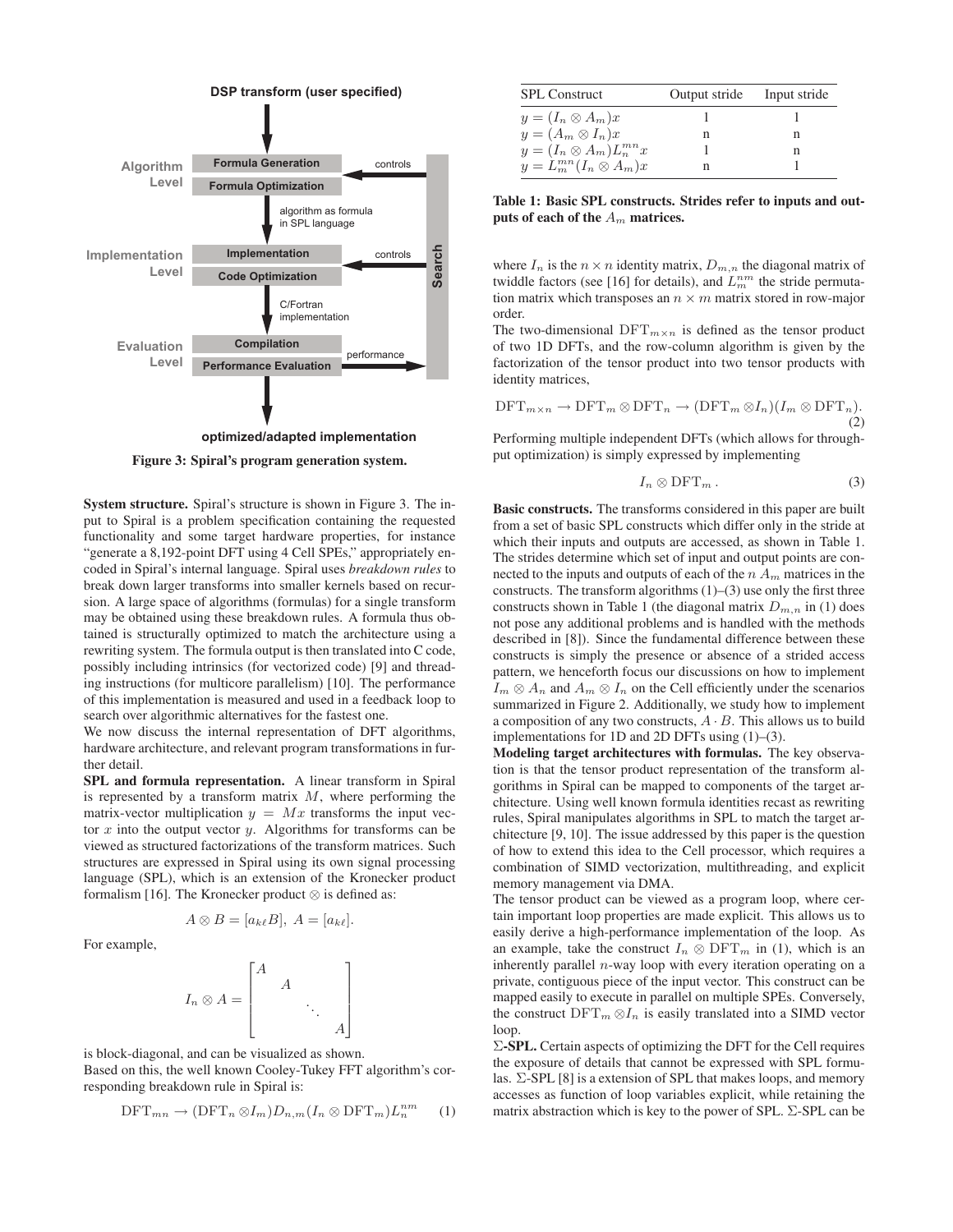**DSP transform (user specified)**

Algorithm Level: Formula Generation, Formula Optimization ← controls

algorithm as formula in SPL language

Implementation Level: Implementation, Code Optimization ← controls

C/Fortran implementation

Evaluation Level: Compilation, Performance Evaluation → performance → Search

**optimized/adapted implementation**

**Figure 3: Spiral's program generation system.**

**System structure.** Spiral's structure is shown in Figure 3. The input to Spiral is a problem specification containing the requested functionality and some target hardware properties, for instance "generate a 8,192-point DFT using 4 Cell SPEs," appropriately encoded in Spiral's internal language. Spiral uses *breakdown rules* to break down larger transforms into smaller kernels based on recursion. A large space of algorithms (formulas) for a single transform may be obtained using these breakdown rules. A formula thus obtained is structurally optimized to match the architecture using a rewriting system. The formula output is then translated into C code, possibly including intrinsics (for vectorized code) [9] and threading instructions (for multicore parallelism) [10]. The performance of this implementation is measured and used in a feedback loop to search over algorithmic alternatives for the fastest one.

We now discuss the internal representation of DFT algorithms, hardware architecture, and relevant program transformations in further detail.

**SPL and formula representation.** A linear transform in Spiral is represented by a transform matrix $M$, where performing the matrix-vector multiplication $y = Mx$ transforms the input vector $x$ into the output vector $y$. Algorithms for transforms can be viewed as structured factorizations of the transform matrices. Such structures are expressed in Spiral using its own signal processing language (SPL), which is an extension of the Kronecker product formalism [16]. The Kronecker product $\otimes$ is defined as:

$$A \otimes B = [a_{k\ell}B], \; A = [a_{k\ell}].$$

For example,

$$I_n \otimes A = \begin{bmatrix} A & & & \\ & A & & \\ & & \ddots & \\ & & & A \end{bmatrix}$$

is block-diagonal, and can be visualized as shown.

Based on this, the well known Cooley-Tukey FFT algorithm's corresponding breakdown rule in Spiral is:

$$\mathrm{DFT}_{mn} \rightarrow (\mathrm{DFT}_n \otimes I_m) D_{n,m} (I_n \otimes \mathrm{DFT}_m) L^{nm}_n \qquad (1)$$

| SPL Construct | Output stride | Input stride |
|---|---|---|
| $y = (I_n \otimes A_m)x$ | 1 | 1 |
| $y = (A_m \otimes I_n)x$ | n | n |
| $y = (I_n \otimes A_m)L^{mn}_n x$ | 1 | n |
| $y = L^{mn}_m (I_n \otimes A_m)x$ | n | 1 |

**Table 1: Basic SPL constructs. Strides refer to inputs and outputs of each of the $A_m$ matrices.**

where $I_n$ is the $n \times n$ identity matrix, $D_{m,n}$ the diagonal matrix of twiddle factors (see [16] for details), and $L^{nm}_m$ the stride permutation matrix which transposes an $n \times m$ matrix stored in row-major order.

The two-dimensional $\mathrm{DFT}_{m \times n}$ is defined as the tensor product of two 1D DFTs, and the row-column algorithm is given by the factorization of the tensor product into two tensor products with identity matrices,

$$\mathrm{DFT}_{m \times n} \rightarrow \mathrm{DFT}_m \otimes \mathrm{DFT}_n \rightarrow (\mathrm{DFT}_m \otimes I_n)(I_m \otimes \mathrm{DFT}_n). \qquad (2)$$

Performing multiple independent DFTs (which allows for throughput optimization) is simply expressed by implementing

$$I_n \otimes \mathrm{DFT}_m \,. \qquad (3)$$

**Basic constructs.** The transforms considered in this paper are built from a set of basic SPL constructs which differ only in the stride at which their inputs and outputs are accessed, as shown in Table 1. The strides determine which set of input and output points are connected to the inputs and outputs of each of the $n$ $A_m$ matrices in the constructs. The transform algorithms (1)–(3) use only the first three constructs shown in Table 1 (the diagonal matrix $D_{m,n}$ in (1) does not pose any additional problems and is handled with the methods described in [8]). Since the fundamental difference between these constructs is simply the presence or absence of a strided access pattern, we henceforth focus our discussions on how to implement $I_m \otimes A_n$ and $A_m \otimes I_n$ on the Cell efficiently under the scenarios summarized in Figure 2. Additionally, we study how to implement a composition of any two constructs, $A \cdot B$. This allows us to build implementations for 1D and 2D DFTs using (1)–(3).

**Modeling target architectures with formulas.** The key observation is that the tensor product representation of the transform algorithms in Spiral can be mapped to components of the target architecture. Using well known formula identities recast as rewriting rules, Spiral manipulates algorithms in SPL to match the target architecture [9, 10]. The issue addressed by this paper is the question of how to extend this idea to the Cell processor, which requires a combination of SIMD vectorization, multithreading, and explicit memory management via DMA.

The tensor product can be viewed as a program loop, where certain important loop properties are made explicit. This allows us to easily derive a high-performance implementation of the loop. As an example, take the construct $I_n \otimes \mathrm{DFT}_m$ in (1), which is an inherently parallel $n$-way loop with every iteration operating on a private, contiguous piece of the input vector. This construct can be mapped easily to execute in parallel on multiple SPEs. Conversely, the construct $\mathrm{DFT}_m \otimes I_n$ is easily translated into a SIMD vector loop.

**$\Sigma$-SPL.** Certain aspects of optimizing the DFT for the Cell requires the exposure of details that cannot be expressed with SPL formulas. $\Sigma$-SPL [8] is a extension of SPL that makes loops, and memory accesses as function of loop variables explicit, while retaining the matrix abstraction which is key to the power of SPL. $\Sigma$-SPL can be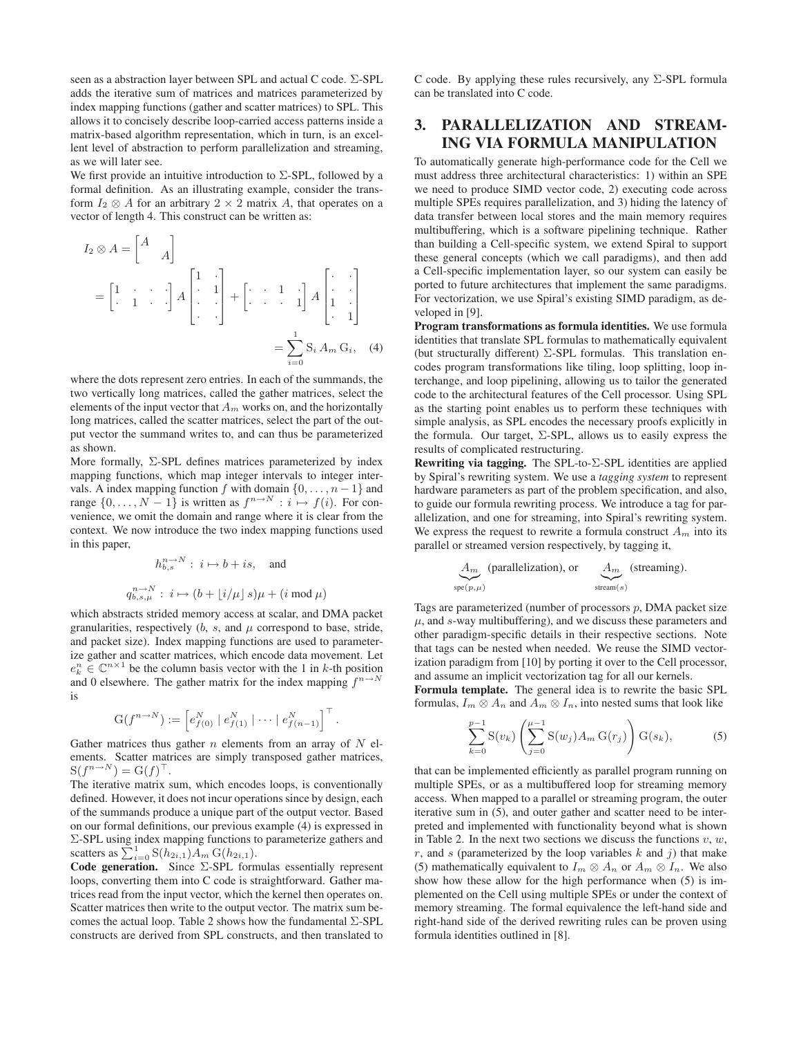seen as a abstraction layer between SPL and actual C code. Σ-SPL adds the iterative sum of matrices and matrices parameterized by index mapping functions (gather and scatter matrices) to SPL. This allows it to concisely describe loop-carried access patterns inside a matrix-based algorithm representation, which in turn, is an excellent level of abstraction to perform parallelization and streaming, as we will later see.

We first provide an intuitive introduction to Σ-SPL, followed by a formal definition. As an illustrating example, consider the transform $I_2 \otimes A$ for an arbitrary $2 \times 2$ matrix $A$, that operates on a vector of length 4. This construct can be written as:

$$I_2 \otimes A = \begin{bmatrix} A & \\ & A \end{bmatrix}$$

$$= \begin{bmatrix} 1 & \cdot & \cdot & \cdot \\ \cdot & 1 & \cdot & \cdot \end{bmatrix} A \begin{bmatrix} 1 & \cdot \\ \cdot & 1 \\ \cdot & \cdot \\ \cdot & \cdot \end{bmatrix} + \begin{bmatrix} \cdot & \cdot & 1 & \cdot \\ \cdot & \cdot & \cdot & 1 \end{bmatrix} A \begin{bmatrix} \cdot & \cdot \\ \cdot & \cdot \\ 1 & \cdot \\ \cdot & 1 \end{bmatrix}$$

$$= \sum_{i=0}^{1} \mathrm{S}_i \, A_m \, \mathrm{G}_i, \quad (4)$$

where the dots represent zero entries. In each of the summands, the two vertically long matrices, called the gather matrices, select the elements of the input vector that $A_m$ works on, and the horizontally long matrices, called the scatter matrices, select the part of the output vector the summand writes to, and can thus be parameterized as shown.

More formally, Σ-SPL defines matrices parameterized by index mapping functions, which map integer intervals to integer intervals. A index mapping function $f$ with domain $\{0, \ldots, n-1\}$ and range $\{0, \ldots, N-1\}$ is written as $f^{n \to N} : i \mapsto f(i)$. For convenience, we omit the domain and range where it is clear from the context. We now introduce the two index mapping functions used in this paper,

$$h_{b,s}^{n \to N} : i \mapsto b + is, \quad \text{and}$$

$$q_{b,s,\mu}^{n \to N} : i \mapsto (b + \lfloor i/\mu \rfloor s)\mu + (i \bmod \mu)$$

which abstracts strided memory access at scalar, and DMA packet granularities, respectively ($b$, $s$, and $\mu$ correspond to base, stride, and packet size). Index mapping functions are used to parameterize gather and scatter matrices, which encode data movement. Let $e_k^n \in \mathbb{C}^{n \times 1}$ be the column basis vector with the 1 in $k$-th position and 0 elsewhere. The gather matrix for the index mapping $f^{n \to N}$ is

$$\mathrm{G}(f^{n \to N}) := \left[ e_{f(0)}^N \mid e_{f(1)}^N \mid \cdots \mid e_{f(n-1)}^N \right]^\top.$$

Gather matrices thus gather $n$ elements from an array of $N$ elements. Scatter matrices are simply transposed gather matrices, $\mathrm{S}(f^{n \to N}) = \mathrm{G}(f)^\top$.

The iterative matrix sum, which encodes loops, is conventionally defined. However, it does not incur operations since by design, each of the summands produce a unique part of the output vector. Based on our formal definitions, our previous example (4) is expressed in Σ-SPL using index mapping functions to parameterize gathers and scatters as $\sum_{i=0}^{1} \mathrm{S}(h_{2i,1}) A_m \, \mathrm{G}(h_{2i,1})$.

**Code generation.** Since Σ-SPL formulas essentially represent loops, converting them into C code is straightforward. Gather matrices read from the input vector, which the kernel then operates on. Scatter matrices then write to the output vector. The matrix sum becomes the actual loop. Table 2 shows how the fundamental Σ-SPL constructs are derived from SPL constructs, and then translated to C code. By applying these rules recursively, any Σ-SPL formula can be translated into C code.

# 3. PARALLELIZATION AND STREAMING VIA FORMULA MANIPULATION

To automatically generate high-performance code for the Cell we must address three architectural characteristics: 1) within an SPE we need to produce SIMD vector code, 2) executing code across multiple SPEs requires parallelization, and 3) hiding the latency of data transfer between local stores and the main memory requires multibuffering, which is a software pipelining technique. Rather than building a Cell-specific system, we extend Spiral to support these general concepts (which we call paradigms), and then add a Cell-specific implementation layer, so our system can easily be ported to future architectures that implement the same paradigms. For vectorization, we use Spiral's existing SIMD paradigm, as developed in [9].

**Program transformations as formula identities.** We use formula identities that translate SPL formulas to mathematically equivalent (but structurally different) Σ-SPL formulas. This translation encodes program transformations like tiling, loop splitting, loop interchange, and loop pipelining, allowing us to tailor the generated code to the architectural features of the Cell processor. Using SPL as the starting point enables us to perform these techniques with simple analysis, as SPL encodes the necessary proofs explicitly in the formula. Our target, Σ-SPL, allows us to easily express the results of complicated restructuring.

**Rewriting via tagging.** The SPL-to-Σ-SPL identities are applied by Spiral's rewriting system. We use a *tagging system* to represent hardware parameters as part of the problem specification, and also, to guide our formula rewriting process. We introduce a tag for parallelization, and one for streaming, into Spiral's rewriting system. We express the request to rewrite a formula construct $A_m$ into its parallel or streamed version respectively, by tagging it,

$$\underbrace{A_m}_{\text{spe}(p,\mu)} \text{ (parallelization), or} \qquad \underbrace{A_m}_{\text{stream}(s)} \text{ (streaming).}$$

Tags are parameterized (number of processors $p$, DMA packet size $\mu$, and $s$-way multibuffering), and we discuss these parameters and other paradigm-specific details in their respective sections. Note that tags can be nested when needed. We reuse the SIMD vectorization paradigm from [10] by porting it over to the Cell processor, and assume an implicit vectorization tag for all our kernels.

**Formula template.** The general idea is to rewrite the basic SPL formulas, $I_m \otimes A_n$ and $A_m \otimes I_n$, into nested sums that look like

$$\sum_{k=0}^{p-1} \mathrm{S}(v_k) \left( \sum_{j=0}^{\mu-1} \mathrm{S}(w_j) A_m \, \mathrm{G}(r_j) \right) \mathrm{G}(s_k), \quad (5)$$

that can be implemented efficiently as parallel program running on multiple SPEs, or as a multibuffered loop for streaming memory access. When mapped to a parallel or streaming program, the outer iterative sum in (5), and outer gather and scatter need to be interpreted and implemented with functionality beyond what is shown in Table 2. In the next two sections we discuss the functions $v$, $w$, $r$, and $s$ (parameterized by the loop variables $k$ and $j$) that make (5) mathematically equivalent to $I_m \otimes A_n$ or $A_m \otimes I_n$. We also show how these allow for the high performance when (5) is implemented on the Cell using multiple SPEs or under the context of memory streaming. The formal equivalence the left-hand side and right-hand side of the derived rewriting rules can be proven using formula identities outlined in [8].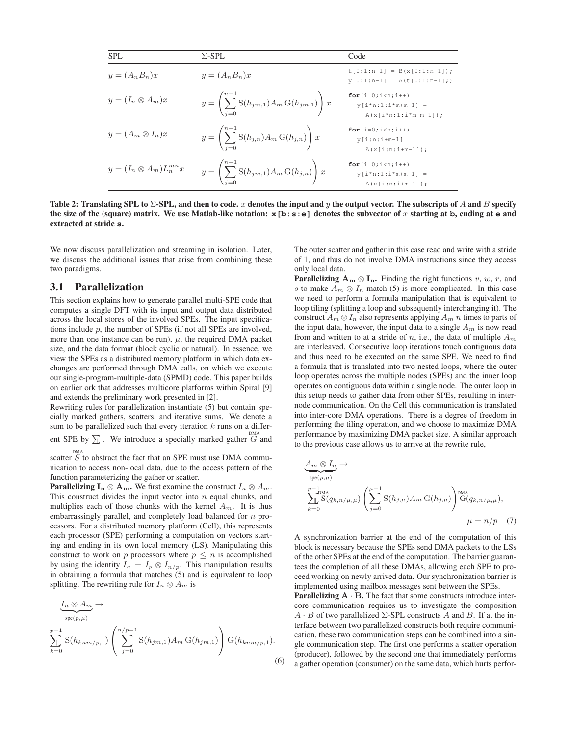| SPL | Σ-SPL | Code |
|---|---|---|
| $y = (A_n B_n)x$ | $y = (A_n B_n)x$ | `t[0:1:n-1] = B(x[0:1:n-1]);` `y[0:1:n-1] = A(t[0:1:n-1];)` |
| $y = (I_n \otimes A_m)x$ | $y = \left(\sum_{j=0}^{n-1} \mathrm{S}(h_{jm,1}) A_m \,\mathrm{G}(h_{jm,1})\right) x$ | `for(i=0;i<n;i++)` `y[i*n:1:i*m+m-1] =` `A(x[i*n:1:i*m+m-1]);` |
| $y = (A_m \otimes I_n)x$ | $y = \left(\sum_{j=0}^{n-1} \mathrm{S}(h_{j,n}) A_m \,\mathrm{G}(h_{j,n})\right) x$ | `for(i=0;i<n;i++)` `y[i:n:i+m-1] =` `A(x[i:n:i+m-1]);` |
| $y = (I_n \otimes A_m)L_n^{mn} x$ | $y = \left(\sum_{j=0}^{n-1} \mathrm{S}(h_{jm,1}) A_m \,\mathrm{G}(h_{j,n})\right) x$ | `for(i=0;i<n;i++)` `y[i*n:1:i*m+m-1] =` `A(x[i:n:i+m-1]);` |

**Table 2: Translating SPL to Σ-SPL, and then to code. $x$ denotes the input and $y$ the output vector. The subscripts of $A$ and $B$ specify the size of the (square) matrix. We use Matlab-like notation: `x[b:s:e]` denotes the subvector of $x$ starting at `b`, ending at `e` and extracted at stride `s`.**

We now discuss parallelization and streaming in isolation. Later, we discuss the additional issues that arise from combining these two paradigms.

## 3.1 Parallelization

This section explains how to generate parallel multi-SPE code that computes a single DFT with its input and output data distributed across the local stores of the involved SPEs. The input specifications include $p$, the number of SPEs (if not all SPEs are involved, more than one instance can be run), $\mu$, the required DMA packet size, and the data format (block cyclic or natural). In essence, we view the SPEs as a distributed memory platform in which data exchanges are performed through DMA calls, on which we execute our single-program-multiple-data (SPMD) code. This paper builds on earlier ork that addresses multicore platforms within Spiral [9] and extends the preliminary work presented in [2].

Rewriting rules for parallelization instantiate (5) but contain specially marked gathers, scatters, and iterative sums. We denote a sum to be parallelized such that every iteration $k$ runs on a different SPE by $\sum_{\parallel}$. We introduce a specially marked gather $\overset{\text{DMA}}{G}$ and scatter $\overset{\text{DMA}}{S}$ to abstract the fact that an SPE must use DMA communication to access non-local data, due to the access pattern of the function parameterizing the gather or scatter.

**Parallelizing $\mathbf{I_n \otimes A_m}$.** We first examine the construct $I_n \otimes A_m$. This construct divides the input vector into $n$ equal chunks, and multiplies each of those chunks with the kernel $A_m$. It is thus embarrassingly parallel, and completely load balanced for $n$ processors. For a distributed memory platform (Cell), this represents each processor (SPE) performing a computation on vectors starting and ending in its own local memory (LS). Manipulating this construct to work on $p$ processors where $p \le n$ is accomplished by using the identity $I_n = I_p \otimes I_{n/p}$. This manipulation results in obtaining a formula that matches (5) and is equivalent to loop splitting. The rewriting rule for $I_n \otimes A_m$ is

$$\underbrace{I_n \otimes A_m}_{\text{spe}(p,\mu)} \rightarrow$$
$$\sum_{k=0}^{p-1}{}_{\parallel} \mathrm{S}(h_{knm/p,1}) \left( \sum_{j=0}^{n/p-1} \mathrm{S}(h_{jm,1}) A_m \,\mathrm{G}(h_{jm,1}) \right) \mathrm{G}(h_{knm/p,1}). \quad (6)$$

The outer scatter and gather in this case read and write with a stride of 1, and thus do not involve DMA instructions since they access only local data.

**Parallelizing $\mathbf{A_m \otimes I_n}$.** Finding the right functions $v$, $w$, $r$, and $s$ to make $A_m \otimes I_n$ match (5) is more complicated. In this case we need to perform a formula manipulation that is equivalent to loop tiling (splitting a loop and subsequently interchanging it). The construct $A_m \otimes I_n$ also represents applying $A_m$ $n$ times to parts of the input data, however, the input data to a single $A_m$ is now read from and written to at a stride of $n$, i.e., the data of multiple $A_m$ are interleaved. Consecutive loop iterations touch contiguous data and thus need to be executed on the same SPE. We need to find a formula that is translated into two nested loops, where the outer loop operates across the multiple nodes (SPEs) and the inner loop operates on contiguous data within a single node. The outer loop in this setup needs to gather data from other SPEs, resulting in internode communication. On the Cell this communication is translated into inter-core DMA operations. There is a degree of freedom in performing the tiling operation, and we choose to maximize DMA performance by maximizing DMA packet size. A similar approach to the previous case allows us to arrive at the rewrite rule,

$$\underbrace{A_m \otimes I_n}_{\text{spe}(p,\mu)} \rightarrow$$
$$\sum_{k=0}^{p-1}{}_{\parallel} \overset{\text{DMA}}{\mathrm{S}}(q_{k,n/\mu,\mu}) \left( \sum_{j=0}^{\mu-1} \mathrm{S}(h_{j,\mu}) A_m \,\mathrm{G}(h_{j,\mu}) \right) \overset{\text{DMA}}{\mathrm{G}}(q_{k,n/\mu,\mu}),$$
$$\mu = n/p \quad (7)$$

A synchronization barrier at the end of the computation of this block is necessary because the SPEs send DMA packets to the LSs of the other SPEs at the end of the computation. The barrier guarantees the completion of all these DMAs, allowing each SPE to proceed working on newly arrived data. Our synchronization barrier is implemented using mailbox messages sent between the SPEs.

**Parallelizing $\mathbf{A \cdot B}$.** The fact that some constructs introduce intercore communication requires us to investigate the composition $A \cdot B$ of two parallelized Σ-SPL constructs $A$ and $B$. If at the interface between two parallelized constructs both require communication, these two communication steps can be combined into a single communication step. The first one performs a scatter operation (producer), followed by the second one that immediately performs a gather operation (consumer) on the same data, which hurts perfor-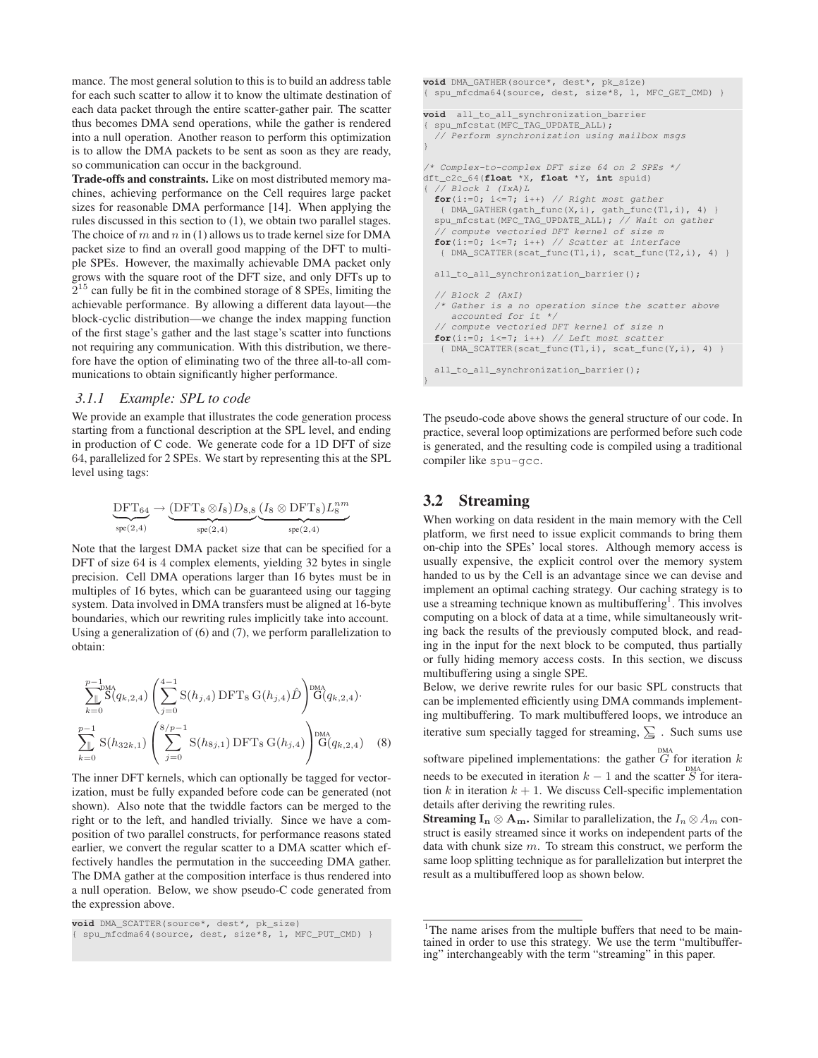mance. The most general solution to this is to build an address table for each such scatter to allow it to know the ultimate destination of each data packet through the entire scatter-gather pair. The scatter thus becomes DMA send operations, while the gather is rendered into a null operation. Another reason to perform this optimization is to allow the DMA packets to be sent as soon as they are ready, so communication can occur in the background.

**Trade-offs and constraints.** Like on most distributed memory machines, achieving performance on the Cell requires large packet sizes for reasonable DMA performance [14]. When applying the rules discussed in this section to (1), we obtain two parallel stages. The choice of $m$ and $n$ in (1) allows us to trade kernel size for DMA packet size to find an overall good mapping of the DFT to multiple SPEs. However, the maximally achievable DMA packet only grows with the square root of the DFT size, and only DFTs up to $2^{15}$ can fully be fit in the combined storage of 8 SPEs, limiting the achievable performance. By allowing a different data layout—the block-cyclic distribution—we change the index mapping function of the first stage's gather and the last stage's scatter into functions not requiring any communication. With this distribution, we therefore have the option of eliminating two of the three all-to-all communications to obtain significantly higher performance.

### 3.1.1 Example: SPL to code

We provide an example that illustrates the code generation process starting from a functional description at the SPL level, and ending in production of C code. We generate code for a 1D DFT of size 64, parallelized for 2 SPEs. We start by representing this at the SPL level using tags:

$$\underbrace{\mathrm{DFT}_{64}}_{\mathrm{spe}(2,4)} \rightarrow \underbrace{(\mathrm{DFT}_8 \otimes I_8) D_{8,8}}_{\mathrm{spe}(2,4)} \underbrace{(I_8 \otimes \mathrm{DFT}_8) L_8^{nm}}_{\mathrm{spe}(2,4)}$$

Note that the largest DMA packet size that can be specified for a DFT of size 64 is 4 complex elements, yielding 32 bytes in single precision. Cell DMA operations larger than 16 bytes must be in multiples of 16 bytes, which can be guaranteed using our tagging system. Data involved in DMA transfers must be aligned at 16-byte boundaries, which our rewriting rules implicitly take into account. Using a generalization of (6) and (7), we perform parallelization to obtain:

$$\sum_{k=0}^{p-1} \overset{\mathrm{DMA}}{\mathrm{S}}(q_{k,2,4}) \left( \sum_{j=0}^{4-1} \mathrm{S}(h_{j,4}) \, \mathrm{DFT}_8 \, \mathrm{G}(h_{j,4}) \hat{D} \right) \overset{\mathrm{DMA}}{\mathrm{G}}(q_{k,2,4}) \cdot$$
$$\sum_{k=0}^{p-1} \mathrm{S}(h_{32k,1}) \left( \sum_{j=0}^{8/p-1} \mathrm{S}(h_{8j,1}) \, \mathrm{DFT}_8 \, \mathrm{G}(h_{j,4}) \right) \overset{\mathrm{DMA}}{\mathrm{G}}(q_{k,2,4}) \quad (8)$$

The inner DFT kernels, which can optionally be tagged for vectorization, must be fully expanded before code can be generated (not shown). Also note that the twiddle factors can be merged to the right or to the left, and handled trivially. Since we have a composition of two parallel constructs, for performance reasons stated earlier, we convert the regular scatter to a DMA scatter which effectively handles the permutation in the succeeding DMA gather. The DMA gather at the composition interface is thus rendered into a null operation. Below, we show pseudo-C code generated from the expression above.

```
void DMA_SCATTER(source*, dest*, pk_size)
{ spu_mfcdma64(source, dest, size*8, 1, MFC_PUT_CMD) }

void DMA_GATHER(source*, dest*, pk_size)
{ spu_mfcdma64(source, dest, size*8, 1, MFC_GET_CMD) }

void  all_to_all_synchronization_barrier
{ spu_mfcstat(MFC_TAG_UPDATE_ALL);
  // Perform synchronization using mailbox msgs
}

/* Complex-to-complex DFT size 64 on 2 SPEs */
dft_c2c_64(float *X, float *Y, int spuid)
{ // Block 1 (IxA)L
  for(i:=0; i<=7; i++) // Right most gather
   { DMA_GATHER(gath_func(X,i), gath_func(T1,i), 4) }
  spu_mfcstat(MFC_TAG_UPDATE_ALL); // Wait on gather
  // compute vectoried DFT kernel of size m
  for(i:=0; i<=7; i++) // Scatter at interface
   { DMA_SCATTER(scat_func(T1,i), scat_func(T2,i), 4) }

  all_to_all_synchronization_barrier();

  // Block 2 (AxI)
  /* Gather is a no operation since the scatter above
     accounted for it */
  // compute vectoried DFT kernel of size n
  for(i:=0; i<=7; i++) // Left most scatter
   { DMA_SCATTER(scat_func(T1,i), scat_func(Y,i), 4) }

  all_to_all_synchronization_barrier();
}
```

The pseudo-code above shows the general structure of our code. In practice, several loop optimizations are performed before such code is generated, and the resulting code is compiled using a traditional compiler like spu-gcc.

## 3.2 Streaming

When working on data resident in the main memory with the Cell platform, we first need to issue explicit commands to bring them on-chip into the SPEs' local stores. Although memory access is usually expensive, the explicit control over the memory system handed to us by the Cell is an advantage since we can devise and implement an optimal caching strategy. Our caching strategy is to use a streaming technique known as multibuffering[1]. This involves computing on a block of data at a time, while simultaneously writing back the results of the previously computed block, and reading in the input for the next block to be computed, thus partially or fully hiding memory access costs. In this section, we discuss multibuffering using a single SPE.

Below, we derive rewrite rules for our basic SPL constructs that can be implemented efficiently using DMA commands implementing multibuffering. To mark multibuffered loops, we introduce an iterative sum specially tagged for streaming, $\sum_{\equiv}$. Such sums use software pipelined implementations: the gather $\overset{\mathrm{DMA}}{G}$ for iteration $k$ needs to be executed in iteration $k-1$ and the scatter $\overset{\mathrm{DMA}}{S}$ for iteration $k$ in iteration $k+1$. We discuss Cell-specific implementation details after deriving the rewriting rules.

**Streaming $\mathbf{I_n \otimes A_m}$.** Similar to parallelization, the $I_n \otimes A_m$ construct is easily streamed since it works on independent parts of the data with chunk size $m$. To stream this construct, we perform the same loop splitting technique as for parallelization but interpret the result as a multibuffered loop as shown below.

[1] The name arises from the multiple buffers that need to be maintained in order to use this strategy. We use the term "multibuffering" interchangeably with the term "streaming" in this paper.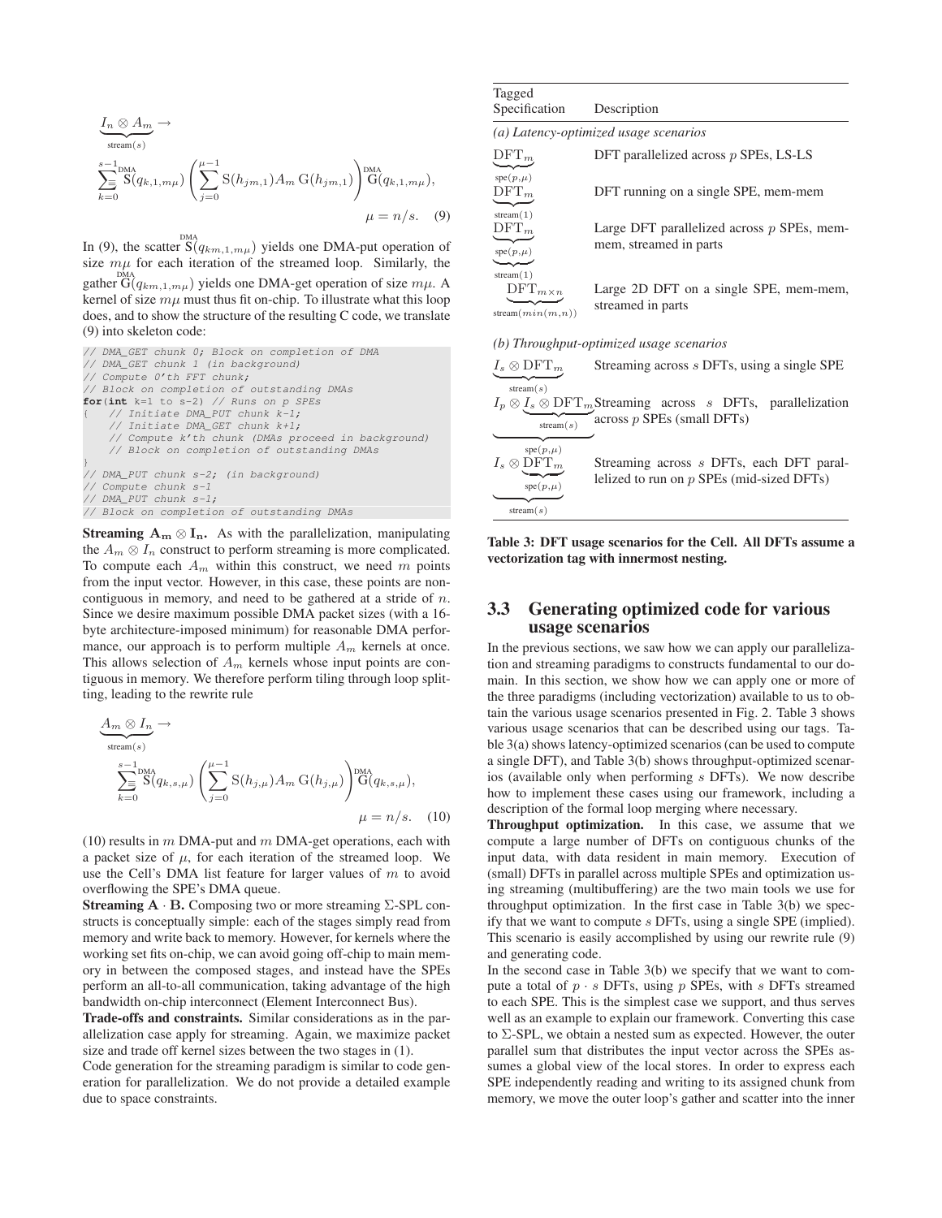$$\underbrace{I_n \otimes A_m}_{\text{stream}(s)} \rightarrow$$

$$\sum_{k=0}^{s-1}{}_{\equiv} \overset{\text{DMA}}{\mathrm{S}}(q_{k,1,m\mu}) \left( \sum_{j=0}^{\mu-1} \mathrm{S}(h_{jm,1}) A_m \, \mathrm{G}(h_{jm,1}) \right) \overset{\text{DMA}}{\mathrm{G}}(q_{k,1,m\mu}),$$

$$\mu = n/s. \quad (9)$$

In (9), the scatter $\overset{\text{DMA}}{\mathrm{S}}(q_{km,1,m\mu})$ yields one DMA-put operation of size $m\mu$ for each iteration of the streamed loop. Similarly, the gather $\overset{\text{DMA}}{\mathrm{G}}(q_{km,1,m\mu})$ yields one DMA-get operation of size $m\mu$. A kernel of size $m\mu$ must thus fit on-chip. To illustrate what this loop does, and to show the structure of the resulting C code, we translate (9) into skeleton code:

```
// DMA_GET chunk 0; Block on completion of DMA
// DMA_GET chunk 1 (in background)
// Compute 0'th FFT chunk;
// Block on completion of outstanding DMAs
for(int k=1 to s-2) // Runs on p SPEs
{   // Initiate DMA_PUT chunk k-1;
    // Initiate DMA_GET chunk k+1;
    // Compute k'th chunk (DMAs proceed in background)
    // Block on completion of outstanding DMAs
}
// DMA_PUT chunk s-2; (in background)
// Compute chunk s-1
// DMA_PUT chunk s-1;
// Block on completion of outstanding DMAs
```

**Streaming $\mathbf{A_m \otimes I_n}$.** As with the parallelization, manipulating the $A_m \otimes I_n$ construct to perform streaming is more complicated. To compute each $A_m$ within this construct, we need $m$ points from the input vector. However, in this case, these points are non-contiguous in memory, and need to be gathered at a stride of $n$. Since we desire maximum possible DMA packet sizes (with a 16-byte architecture-imposed minimum) for reasonable DMA performance, our approach is to perform multiple $A_m$ kernels at once. This allows selection of $A_m$ kernels whose input points are contiguous in memory. We therefore perform tiling through loop splitting, leading to the rewrite rule

$$\underbrace{A_m \otimes I_n}_{\text{stream}(s)} \rightarrow$$

$$\sum_{k=0}^{s-1}{}_{\equiv} \overset{\text{DMA}}{\mathrm{S}}(q_{k,s,\mu}) \left( \sum_{j=0}^{\mu-1} \mathrm{S}(h_{j,\mu}) A_m \, \mathrm{G}(h_{j,\mu}) \right) \overset{\text{DMA}}{\mathrm{G}}(q_{k,s,\mu}),$$

$$\mu = n/s. \quad (10)$$

(10) results in $m$ DMA-put and $m$ DMA-get operations, each with a packet size of $\mu$, for each iteration of the streamed loop. We use the Cell's DMA list feature for larger values of $m$ to avoid overflowing the SPE's DMA queue.

**Streaming $\mathbf{A \cdot B}$.** Composing two or more streaming Σ-SPL constructs is conceptually simple: each of the stages simply read from memory and write back to memory. However, for kernels where the working set fits on-chip, we can avoid going off-chip to main memory in between the composed stages, and instead have the SPEs perform an all-to-all communication, taking advantage of the high bandwidth on-chip interconnect (Element Interconnect Bus).

**Trade-offs and constraints.** Similar considerations as in the parallelization case apply for streaming. Again, we maximize packet size and trade off kernel sizes between the two stages in (1).

Code generation for the streaming paradigm is similar to code generation for parallelization. We do not provide a detailed example due to space constraints.

| Tagged Specification | Description |
|---|---|
| *(a) Latency-optimized usage scenarios* | |
| $\underbrace{\mathrm{DFT}_m}_{\text{spe}(p,\mu)}$ | DFT parallelized across $p$ SPEs, LS-LS |
| $\underbrace{\mathrm{DFT}_m}_{\text{stream}(1)}$ | DFT running on a single SPE, mem-mem |
| $\underbrace{\underbrace{\mathrm{DFT}_m}_{\text{spe}(p,\mu)}}_{\text{stream}(1)}$ | Large DFT parallelized across $p$ SPEs, mem-mem, streamed in parts |
| $\underbrace{\mathrm{DFT}_{m \times n}}_{\text{stream}(min(m,n))}$ | Large 2D DFT on a single SPE, mem-mem, streamed in parts |
| *(b) Throughput-optimized usage scenarios* | |
| $\underbrace{I_s \otimes \mathrm{DFT}_m}_{\text{stream}(s)}$ | Streaming across $s$ DFTs, using a single SPE |
| $\underbrace{I_p \otimes \underbrace{I_s \otimes \mathrm{DFT}_m}_{\text{stream}(s)}}_{\text{spe}(p,\mu)}$ | Streaming across $s$ DFTs, parallelization across $p$ SPEs (small DFTs) |
| $\underbrace{I_s \otimes \underbrace{\mathrm{DFT}_m}_{\text{spe}(p,\mu)}}_{\text{stream}(s)}$ | Streaming across $s$ DFTs, each DFT parallelized to run on $p$ SPEs (mid-sized DFTs) |

**Table 3: DFT usage scenarios for the Cell. All DFTs assume a vectorization tag with innermost nesting.**

### 3.3 Generating optimized code for various usage scenarios

In the previous sections, we saw how we can apply our parallelization and streaming paradigms to constructs fundamental to our domain. In this section, we show how we can apply one or more of the three paradigms (including vectorization) available to us to obtain the various usage scenarios presented in Fig. 2. Table 3 shows various usage scenarios that can be described using our tags. Table 3(a) shows latency-optimized scenarios (can be used to compute a single DFT), and Table 3(b) shows throughput-optimized scenarios (available only when performing $s$ DFTs). We now describe how to implement these cases using our framework, including a description of the formal loop merging where necessary.

**Throughput optimization.** In this case, we assume that we compute a large number of DFTs on contiguous chunks of the input data, with data resident in main memory. Execution of (small) DFTs in parallel across multiple SPEs and optimization using streaming (multibuffering) are the two main tools we use for throughput optimization. In the first case in Table 3(b) we specify that we want to compute $s$ DFTs, using a single SPE (implied). This scenario is easily accomplished by using our rewrite rule (9) and generating code.

In the second case in Table 3(b) we specify that we want to compute a total of $p \cdot s$ DFTs, using $p$ SPEs, with $s$ DFTs streamed to each SPE. This is the simplest case we support, and thus serves well as an example to explain our framework. Converting this case to Σ-SPL, we obtain a nested sum as expected. However, the outer parallel sum that distributes the input vector across the SPEs assumes a global view of the local stores. In order to express each SPE independently reading and writing to its assigned chunk from memory, we move the outer loop's gather and scatter into the inner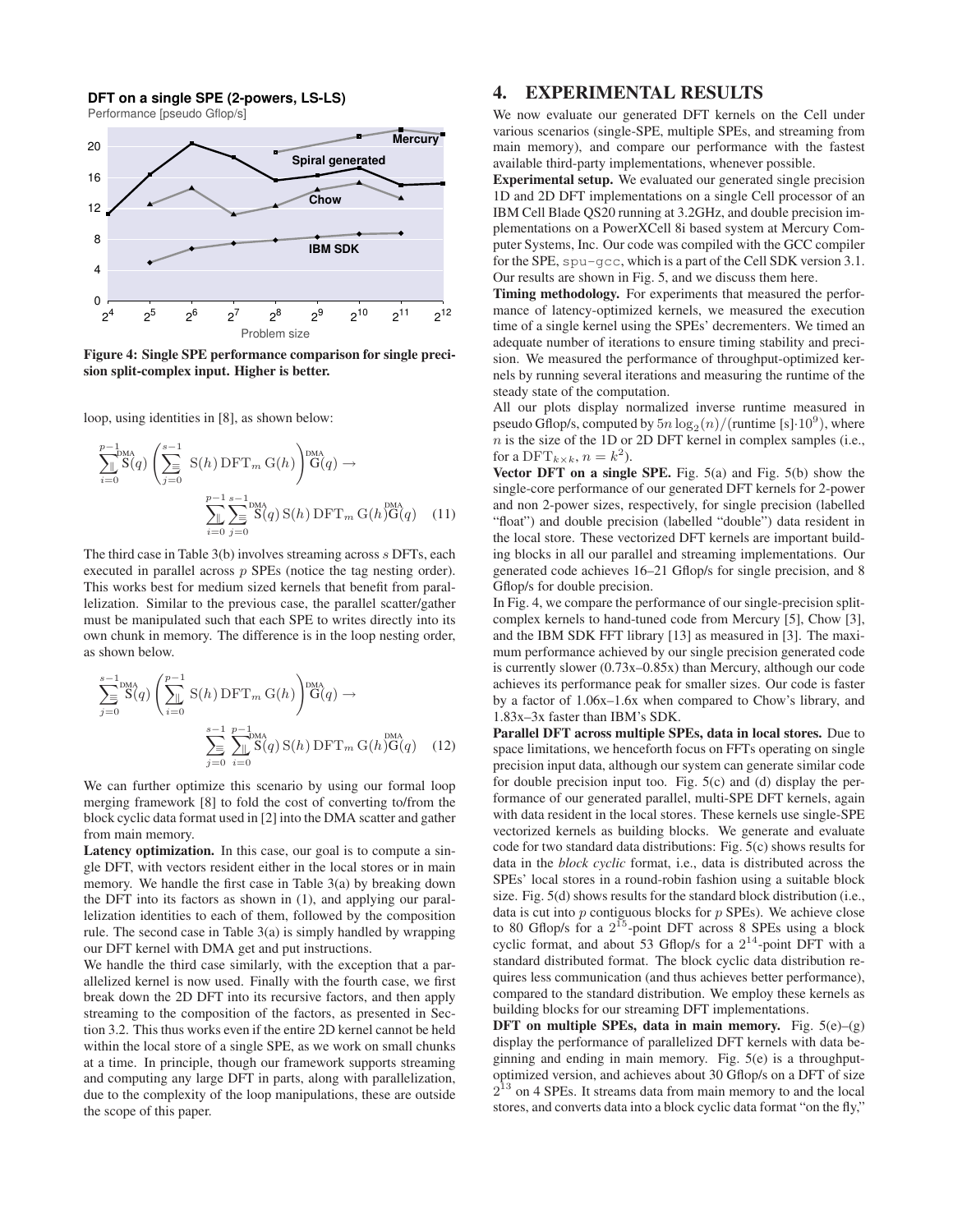**DFT on a single SPE (2-powers, LS-LS)**

Performance [pseudo Gflop/s]

**Figure 4: Single SPE performance comparison for single precision split-complex input. Higher is better.**

loop, using identities in [8], as shown below:

$$\sum_{i=0}^{p-1}\overset{\text{DMA}}{\underset{\parallel}{\mathrm{S}}}(q)\left(\sum_{j=0}^{s-1}{}_{\equiv}\ \mathrm{S}(h)\,\mathrm{DFT}_m\,\mathrm{G}(h)\right)\overset{\text{DMA}}{\mathrm{G}}(q) \rightarrow$$

$$\sum_{i=0}^{p-1}{}_{\parallel}\sum_{j=0}^{s-1}{}_{\equiv}\overset{\text{DMA}}{\mathrm{S}}(q)\,\mathrm{S}(h)\,\mathrm{DFT}_m\,\mathrm{G}(h)\overset{\text{DMA}}{\mathrm{G}}(q) \quad (11)$$

The third case in Table 3(b) involves streaming across $s$ DFTs, each executed in parallel across $p$ SPEs (notice the tag nesting order). This works best for medium sized kernels that benefit from parallelization. Similar to the previous case, the parallel scatter/gather must be manipulated such that each SPE to writes directly into its own chunk in memory. The difference is in the loop nesting order, as shown below.

$$\sum_{j=0}^{s-1}\overset{\text{DMA}}{\underset{\equiv}{\mathrm{S}}}(q)\left(\sum_{i=0}^{p-1}{}_{\parallel}\ \mathrm{S}(h)\,\mathrm{DFT}_m\,\mathrm{G}(h)\right)\overset{\text{DMA}}{\mathrm{G}}(q) \rightarrow$$

$$\sum_{j=0}^{s-1}{}_{\equiv}\sum_{i=0}^{p-1}{}_{\parallel}\overset{\text{DMA}}{\mathrm{S}}(q)\,\mathrm{S}(h)\,\mathrm{DFT}_m\,\mathrm{G}(h)\overset{\text{DMA}}{\mathrm{G}}(q) \quad (12)$$

We can further optimize this scenario by using our formal loop merging framework [8] to fold the cost of converting to/from the block cyclic data format used in [2] into the DMA scatter and gather from main memory.

**Latency optimization.** In this case, our goal is to compute a single DFT, with vectors resident either in the local stores or in main memory. We handle the first case in Table 3(a) by breaking down the DFT into its factors as shown in (1), and applying our parallelization identities to each of them, followed by the composition rule. The second case in Table 3(a) is simply handled by wrapping our DFT kernel with DMA get and put instructions.

We handle the third case similarly, with the exception that a parallelized kernel is now used. Finally with the fourth case, we first break down the 2D DFT into its recursive factors, and then apply streaming to the composition of the factors, as presented in Section 3.2. This thus works even if the entire 2D kernel cannot be held within the local store of a single SPE, as we work on small chunks at a time. In principle, though our framework supports streaming and computing any large DFT in parts, along with parallelization, due to the complexity of the loop manipulations, these are outside the scope of this paper.

# 4. EXPERIMENTAL RESULTS

We now evaluate our generated DFT kernels on the Cell under various scenarios (single-SPE, multiple SPEs, and streaming from main memory), and compare our performance with the fastest available third-party implementations, whenever possible.

**Experimental setup.** We evaluated our generated single precision 1D and 2D DFT implementations on a single Cell processor of an IBM Cell Blade QS20 running at 3.2GHz, and double precision implementations on a PowerXCell 8i based system at Mercury Computer Systems, Inc. Our code was compiled with the GCC compiler for the SPE, `spu-gcc`, which is a part of the Cell SDK version 3.1. Our results are shown in Fig. 5, and we discuss them here.

**Timing methodology.** For experiments that measured the performance of latency-optimized kernels, we measured the execution time of a single kernel using the SPEs' decrementers. We timed an adequate number of iterations to ensure timing stability and precision. We measured the performance of throughput-optimized kernels by running several iterations and measuring the runtime of the steady state of the computation.

All our plots display normalized inverse runtime measured in pseudo Gflop/s, computed by $5n\log_2(n)/(\text{runtime [s]}\cdot 10^9)$, where $n$ is the size of the 1D or 2D DFT kernel in complex samples (i.e., for a $\mathrm{DFT}_{k\times k}$, $n = k^2$).

**Vector DFT on a single SPE.** Fig. 5(a) and Fig. 5(b) show the single-core performance of our generated DFT kernels for 2-power and non 2-power sizes, respectively, for single precision (labelled "float") and double precision (labelled "double") data resident in the local store. These vectorized DFT kernels are important building blocks in all our parallel and streaming implementations. Our generated code achieves 16–21 Gflop/s for single precision, and 8 Gflop/s for double precision.

In Fig. 4, we compare the performance of our single-precision split-complex kernels to hand-tuned code from Mercury [5], Chow [3], and the IBM SDK FFT library [13] as measured in [3]. The maximum performance achieved by our single precision generated code is currently slower (0.73x–0.85x) than Mercury, although our code achieves its performance peak for smaller sizes. Our code is faster by a factor of 1.06x–1.6x when compared to Chow's library, and 1.83x–3x faster than IBM's SDK.

**Parallel DFT across multiple SPEs, data in local stores.** Due to space limitations, we henceforth focus on FFTs operating on single precision input data, although our system can generate similar code for double precision input too. Fig. 5(c) and (d) display the performance of our generated parallel, multi-SPE DFT kernels, again with data resident in the local stores. These kernels use single-SPE vectorized kernels as building blocks. We generate and evaluate code for two standard data distributions: Fig. 5(c) shows results for data in the *block cyclic* format, i.e., data is distributed across the SPEs' local stores in a round-robin fashion using a suitable block size. Fig. 5(d) shows results for the standard block distribution (i.e., data is cut into $p$ contiguous blocks for $p$ SPEs). We achieve close to 80 Gflop/s for a $2^{15}$-point DFT across 8 SPEs using a block cyclic format, and about 53 Gflop/s for a $2^{14}$-point DFT with a standard distributed format. The block cyclic data distribution requires less communication (and thus achieves better performance), compared to the standard distribution. We employ these kernels as building blocks for our streaming DFT implementations.

**DFT on multiple SPEs, data in main memory.** Fig. 5(e)–(g) display the performance of parallelized DFT kernels with data beginning and ending in main memory. Fig. 5(e) is a throughput-optimized version, and achieves about 30 Gflop/s on a DFT of size $2^{13}$ on 4 SPEs. It streams data from main memory to and the local stores, and converts data into a block cyclic data format "on the fly,"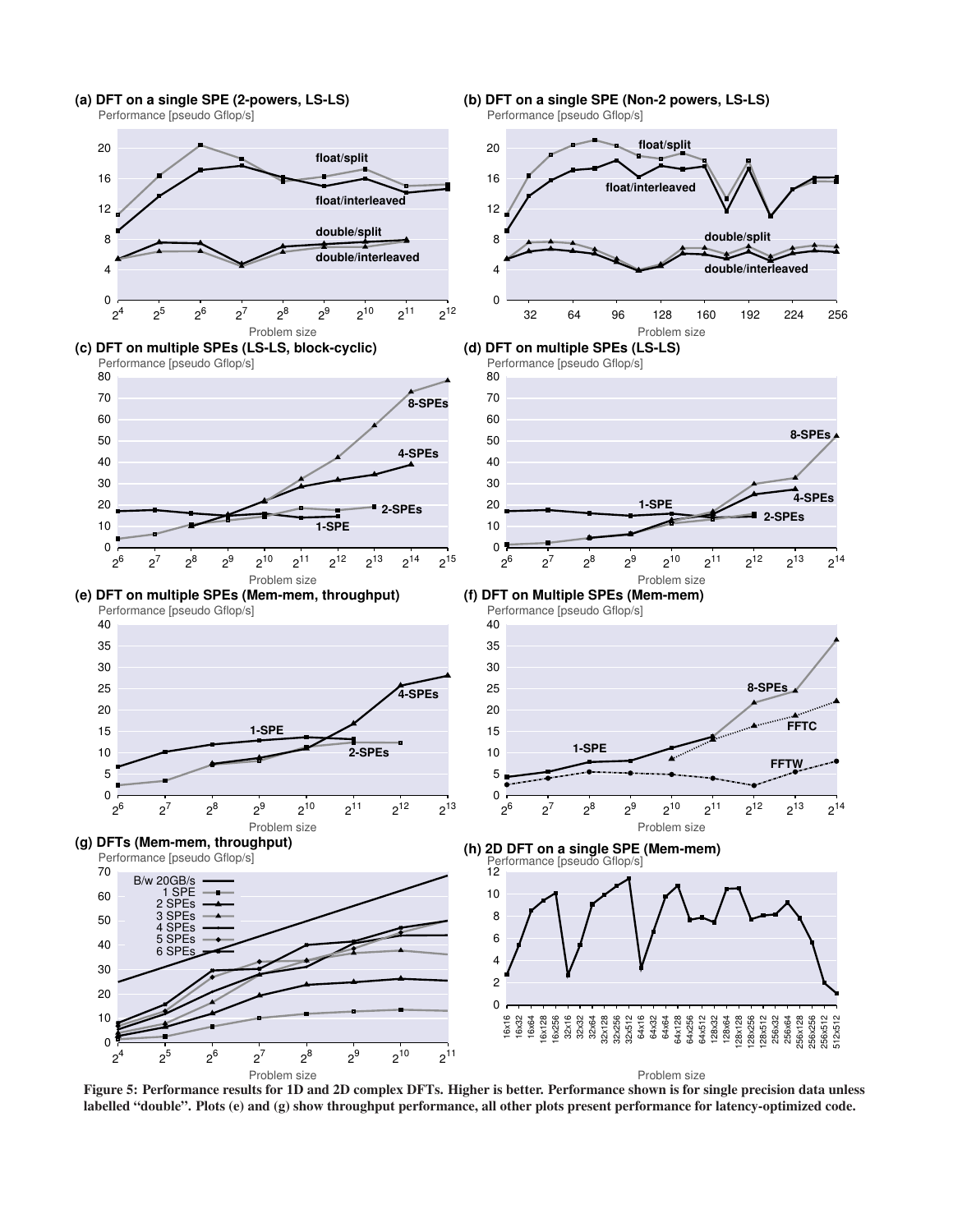**Figure 5: Performance results for 1D and 2D complex DFTs. Higher is better. Performance shown is for single precision data unless labelled "double". Plots (e) and (g) show throughput performance, all other plots present performance for latency-optimized code.**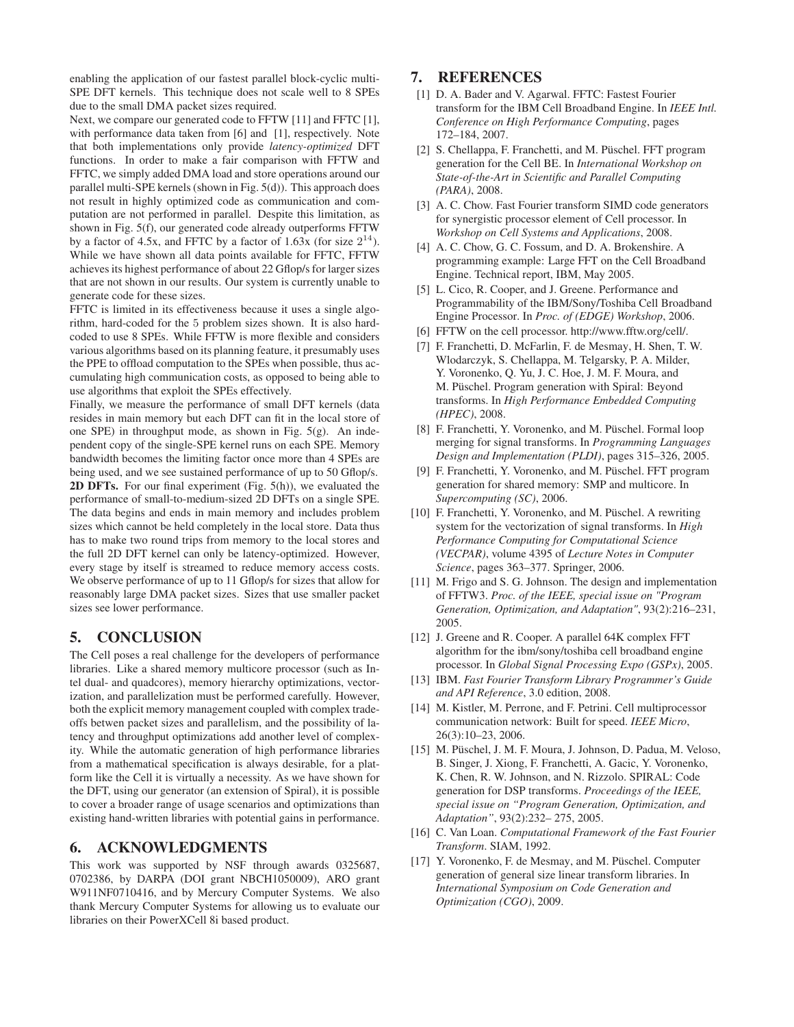enabling the application of our fastest parallel block-cyclic multi-SPE DFT kernels. This technique does not scale well to 8 SPEs due to the small DMA packet sizes required.

Next, we compare our generated code to FFTW [11] and FFTC [1], with performance data taken from [6] and [1], respectively. Note that both implementations only provide *latency-optimized* DFT functions. In order to make a fair comparison with FFTW and FFTC, we simply added DMA load and store operations around our parallel multi-SPE kernels (shown in Fig. 5(d)). This approach does not result in highly optimized code as communication and computation are not performed in parallel. Despite this limitation, as shown in Fig. 5(f), our generated code already outperforms FFTW by a factor of 4.5x, and FFTC by a factor of 1.63x (for size $2^{14}$). While we have shown all data points available for FFTC, FFTW achieves its highest performance of about 22 Gflop/s for larger sizes that are not shown in our results. Our system is currently unable to generate code for these sizes.

FFTC is limited in its effectiveness because it uses a single algorithm, hard-coded for the 5 problem sizes shown. It is also hard-coded to use 8 SPEs. While FFTW is more flexible and considers various algorithms based on its planning feature, it presumably uses the PPE to offload computation to the SPEs when possible, thus accumulating high communication costs, as opposed to being able to use algorithms that exploit the SPEs effectively.

Finally, we measure the performance of small DFT kernels (data resides in main memory but each DFT can fit in the local store of one SPE) in throughput mode, as shown in Fig. 5(g). An independent copy of the single-SPE kernel runs on each SPE. Memory bandwidth becomes the limiting factor once more than 4 SPEs are being used, and we see sustained performance of up to 50 Gflop/s.

**2D DFTs.** For our final experiment (Fig. 5(h)), we evaluated the performance of small-to-medium-sized 2D DFTs on a single SPE. The data begins and ends in main memory and includes problem sizes which cannot be held completely in the local store. Data thus has to make two round trips from memory to the local stores and the full 2D DFT kernel can only be latency-optimized. However, every stage by itself is streamed to reduce memory access costs. We observe performance of up to 11 Gflop/s for sizes that allow for reasonably large DMA packet sizes. Sizes that use smaller packet sizes see lower performance.

## 5. CONCLUSION

The Cell poses a real challenge for the developers of performance libraries. Like a shared memory multicore processor (such as Intel dual- and quadcores), memory hierarchy optimizations, vectorization, and parallelization must be performed carefully. However, both the explicit memory management coupled with complex tradeoffs betwen packet sizes and parallelism, and the possibility of latency and throughput optimizations add another level of complexity. While the automatic generation of high performance libraries from a mathematical specification is always desirable, for a platform like the Cell it is virtually a necessity. As we have shown for the DFT, using our generator (an extension of Spiral), it is possible to cover a broader range of usage scenarios and optimizations than existing hand-written libraries with potential gains in performance.

## 6. ACKNOWLEDGMENTS

This work was supported by NSF through awards 0325687, 0702386, by DARPA (DOI grant NBCH1050009), ARO grant W911NF0710416, and by Mercury Computer Systems. We also thank Mercury Computer Systems for allowing us to evaluate our libraries on their PowerXCell 8i based product.

## 7. REFERENCES

[1] D. A. Bader and V. Agarwal. FFTC: Fastest Fourier transform for the IBM Cell Broadband Engine. In *IEEE Intl. Conference on High Performance Computing*, pages 172–184, 2007.

[2] S. Chellappa, F. Franchetti, and M. Püschel. FFT program generation for the Cell BE. In *International Workshop on State-of-the-Art in Scientific and Parallel Computing (PARA)*, 2008.

[3] A. C. Chow. Fast Fourier transform SIMD code generators for synergistic processor element of Cell processor. In *Workshop on Cell Systems and Applications*, 2008.

[4] A. C. Chow, G. C. Fossum, and D. A. Brokenshire. A programming example: Large FFT on the Cell Broadband Engine. Technical report, IBM, May 2005.

[5] L. Cico, R. Cooper, and J. Greene. Performance and Programmability of the IBM/Sony/Toshiba Cell Broadband Engine Processor. In *Proc. of (EDGE) Workshop*, 2006.

[6] FFTW on the cell processor. http://www.fftw.org/cell/.

[7] F. Franchetti, D. McFarlin, F. de Mesmay, H. Shen, T. W. Wlodarczyk, S. Chellappa, M. Telgarsky, P. A. Milder, Y. Voronenko, Q. Yu, J. C. Hoe, J. M. F. Moura, and M. Püschel. Program generation with Spiral: Beyond transforms. In *High Performance Embedded Computing (HPEC)*, 2008.

[8] F. Franchetti, Y. Voronenko, and M. Püschel. Formal loop merging for signal transforms. In *Programming Languages Design and Implementation (PLDI)*, pages 315–326, 2005.

[9] F. Franchetti, Y. Voronenko, and M. Püschel. FFT program generation for shared memory: SMP and multicore. In *Supercomputing (SC)*, 2006.

[10] F. Franchetti, Y. Voronenko, and M. Püschel. A rewriting system for the vectorization of signal transforms. In *High Performance Computing for Computational Science (VECPAR)*, volume 4395 of *Lecture Notes in Computer Science*, pages 363–377. Springer, 2006.

[11] M. Frigo and S. G. Johnson. The design and implementation of FFTW3. *Proc. of the IEEE, special issue on "Program Generation, Optimization, and Adaptation"*, 93(2):216–231, 2005.

[12] J. Greene and R. Cooper. A parallel 64K complex FFT algorithm for the ibm/sony/toshiba cell broadband engine processor. In *Global Signal Processing Expo (GSPx)*, 2005.

[13] IBM. *Fast Fourier Transform Library Programmer's Guide and API Reference*, 3.0 edition, 2008.

[14] M. Kistler, M. Perrone, and F. Petrini. Cell multiprocessor communication network: Built for speed. *IEEE Micro*, 26(3):10–23, 2006.

[15] M. Püschel, J. M. F. Moura, J. Johnson, D. Padua, M. Veloso, B. Singer, J. Xiong, F. Franchetti, A. Gacic, Y. Voronenko, K. Chen, R. W. Johnson, and N. Rizzolo. SPIRAL: Code generation for DSP transforms. *Proceedings of the IEEE, special issue on "Program Generation, Optimization, and Adaptation"*, 93(2):232– 275, 2005.

[16] C. Van Loan. *Computational Framework of the Fast Fourier Transform*. SIAM, 1992.

[17] Y. Voronenko, F. de Mesmay, and M. Püschel. Computer generation of general size linear transform libraries. In *International Symposium on Code Generation and Optimization (CGO)*, 2009.